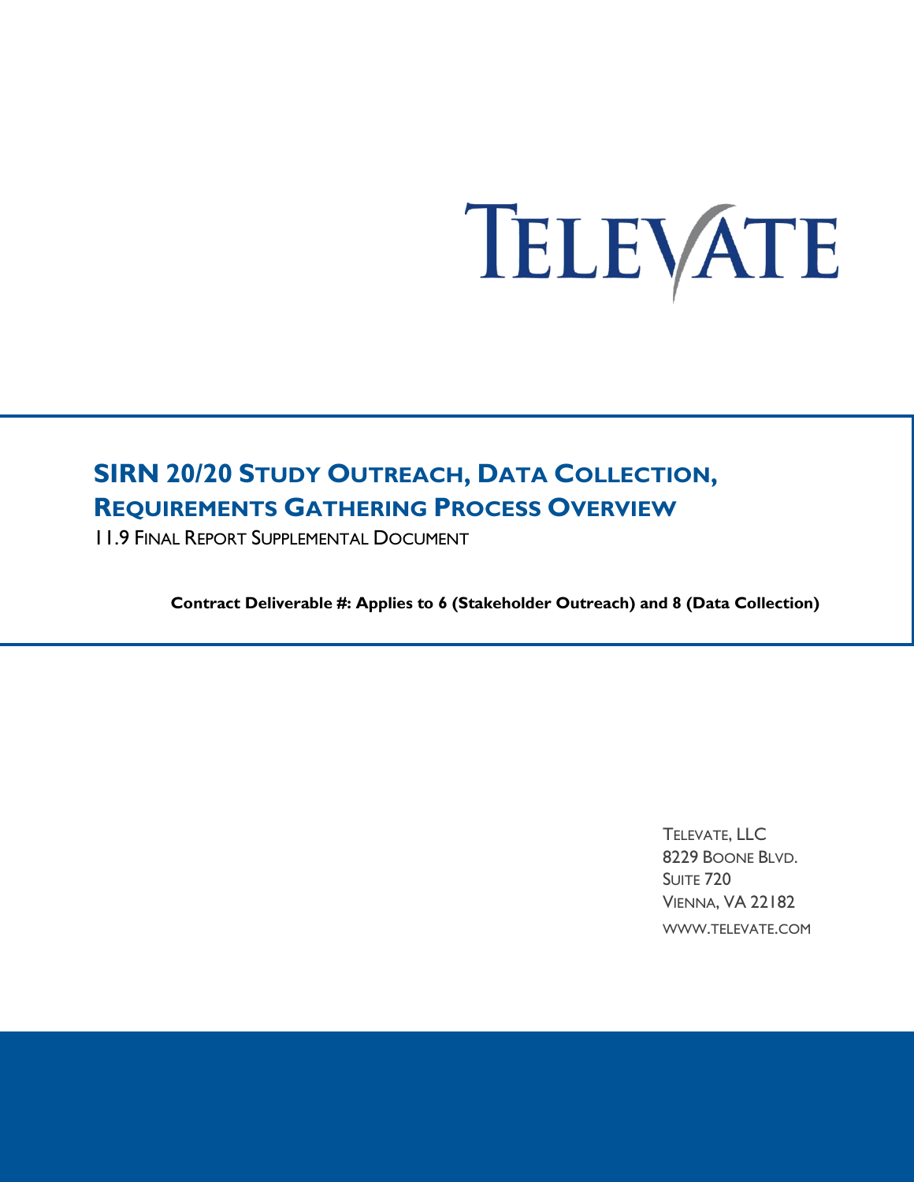TELEVATE

# SIRN 20/20 Study Outreach, Data Collection, Requirements Gathering Process Overview

11.9 Final Report Supplemental Document

**Contract Deliverable #: Applies to 6 (Stakeholder Outreach) and 8 (Data Collection)**

Televate, LLC
8229 Boone Blvd.
Suite 720
Vienna, VA 22182
www.televate.com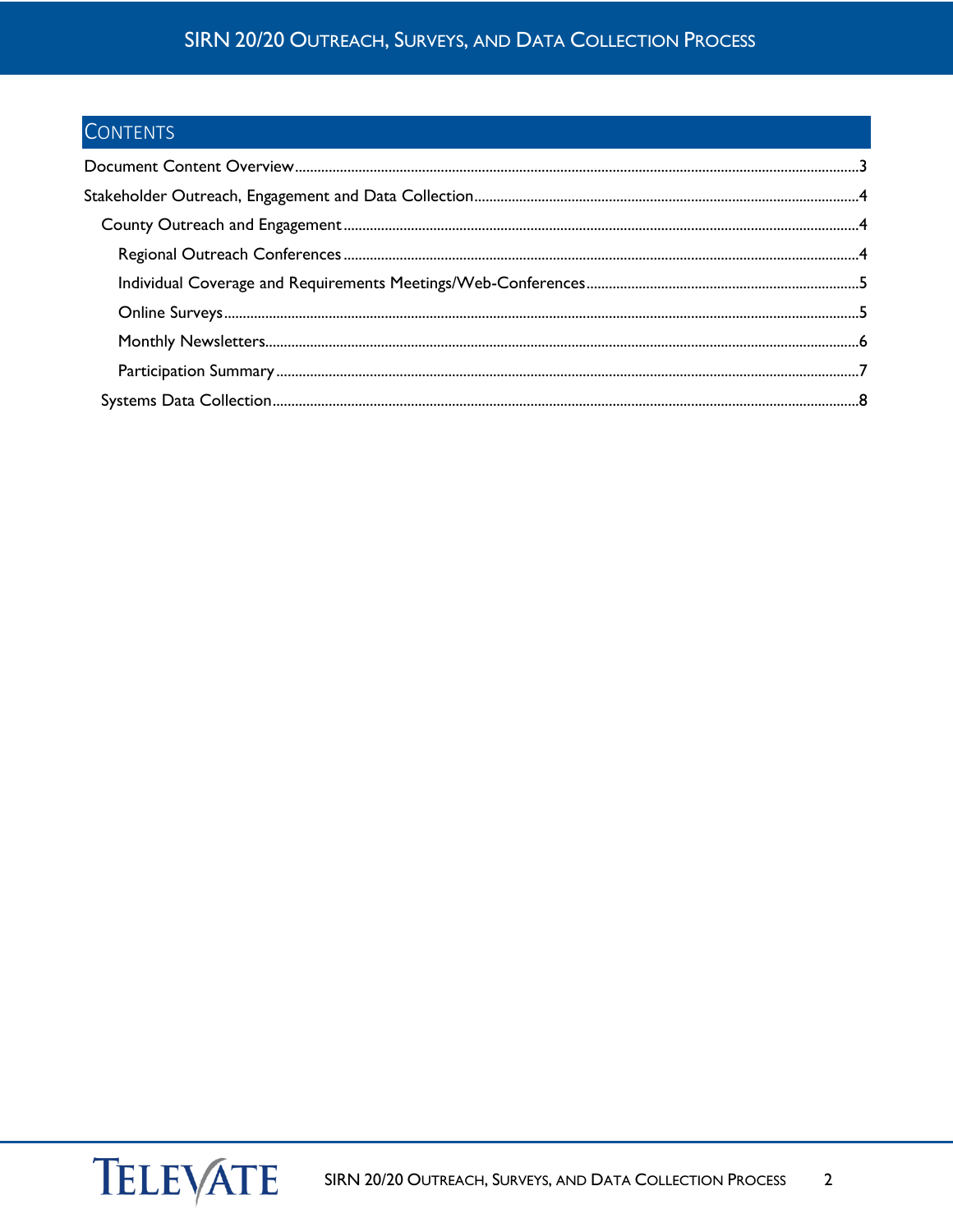## Contents

- Document Content Overview ........ 3
- Stakeholder Outreach, Engagement and Data Collection ........ 4
  - County Outreach and Engagement ........ 4
    - Regional Outreach Conferences ........ 4
    - Individual Coverage and Requirements Meetings/Web-Conferences ........ 5
    - Online Surveys ........ 5
    - Monthly Newsletters ........ 6
    - Participation Summary ........ 7
  - Systems Data Collection ........ 8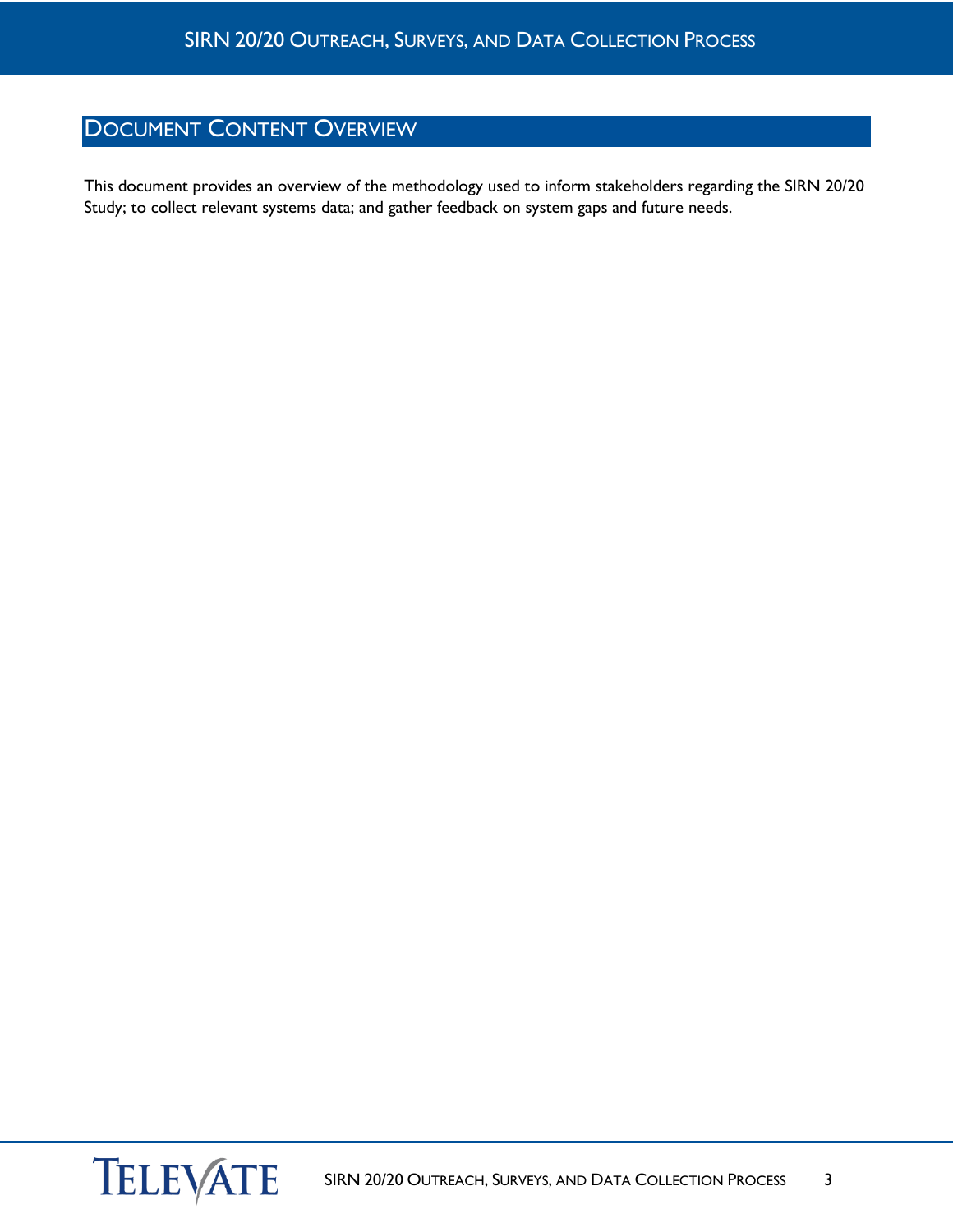# Document Content Overview

This document provides an overview of the methodology used to inform stakeholders regarding the SIRN 20/20 Study; to collect relevant systems data; and gather feedback on system gaps and future needs.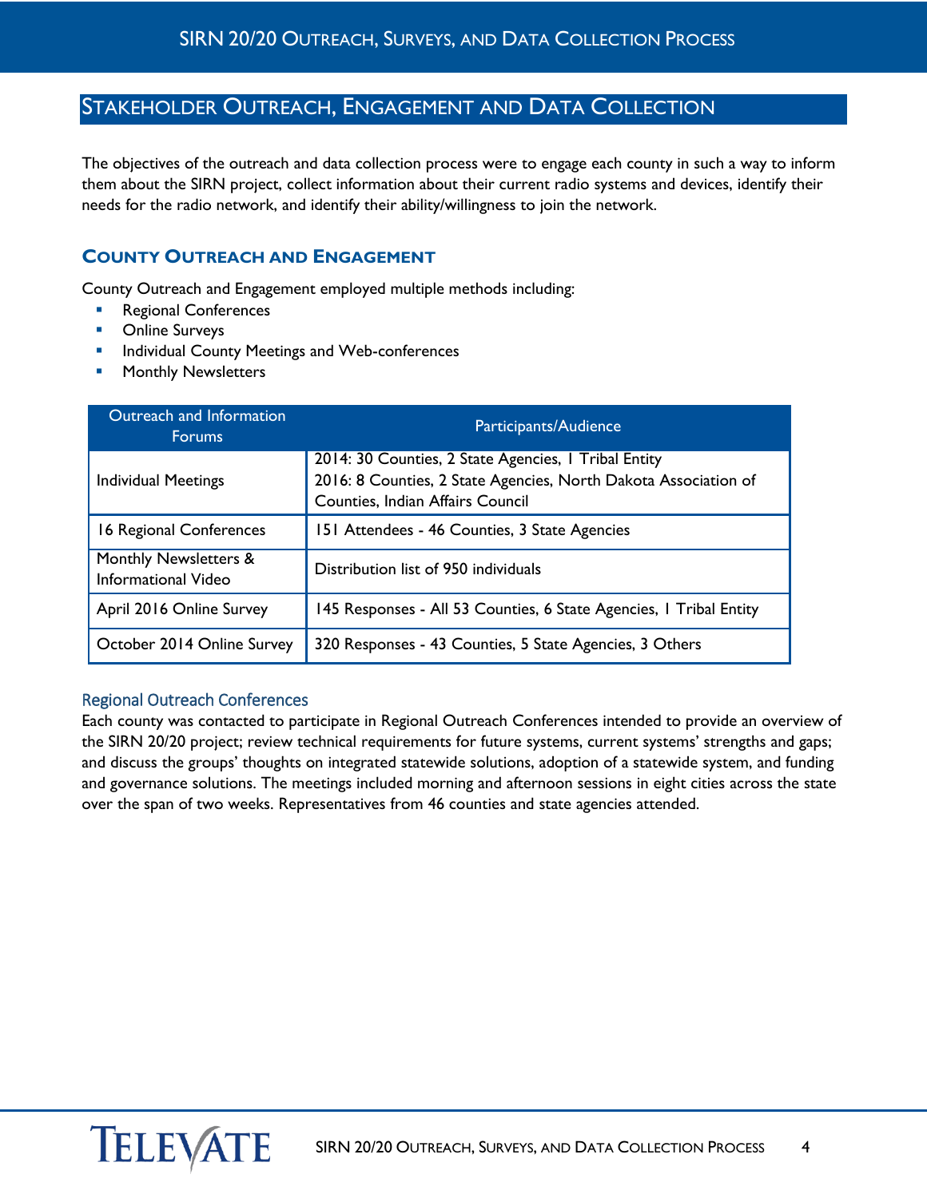## Stakeholder Outreach, Engagement and Data Collection

The objectives of the outreach and data collection process were to engage each county in such a way to inform them about the SIRN project, collect information about their current radio systems and devices, identify their needs for the radio network, and identify their ability/willingness to join the network.

### County Outreach and Engagement

County Outreach and Engagement employed multiple methods including:

- Regional Conferences
- Online Surveys
- Individual County Meetings and Web-conferences
- Monthly Newsletters

| Outreach and Information Forums | Participants/Audience |
|---|---|
| Individual Meetings | 2014: 30 Counties, 2 State Agencies, 1 Tribal Entity<br>2016: 8 Counties, 2 State Agencies, North Dakota Association of Counties, Indian Affairs Council |
| 16 Regional Conferences | 151 Attendees - 46 Counties, 3 State Agencies |
| Monthly Newsletters & Informational Video | Distribution list of 950 individuals |
| April 2016 Online Survey | 145 Responses - All 53 Counties, 6 State Agencies, 1 Tribal Entity |
| October 2014 Online Survey | 320 Responses - 43 Counties, 5 State Agencies, 3 Others |

#### Regional Outreach Conferences

Each county was contacted to participate in Regional Outreach Conferences intended to provide an overview of the SIRN 20/20 project; review technical requirements for future systems, current systems' strengths and gaps; and discuss the groups' thoughts on integrated statewide solutions, adoption of a statewide system, and funding and governance solutions. The meetings included morning and afternoon sessions in eight cities across the state over the span of two weeks. Representatives from 46 counties and state agencies attended.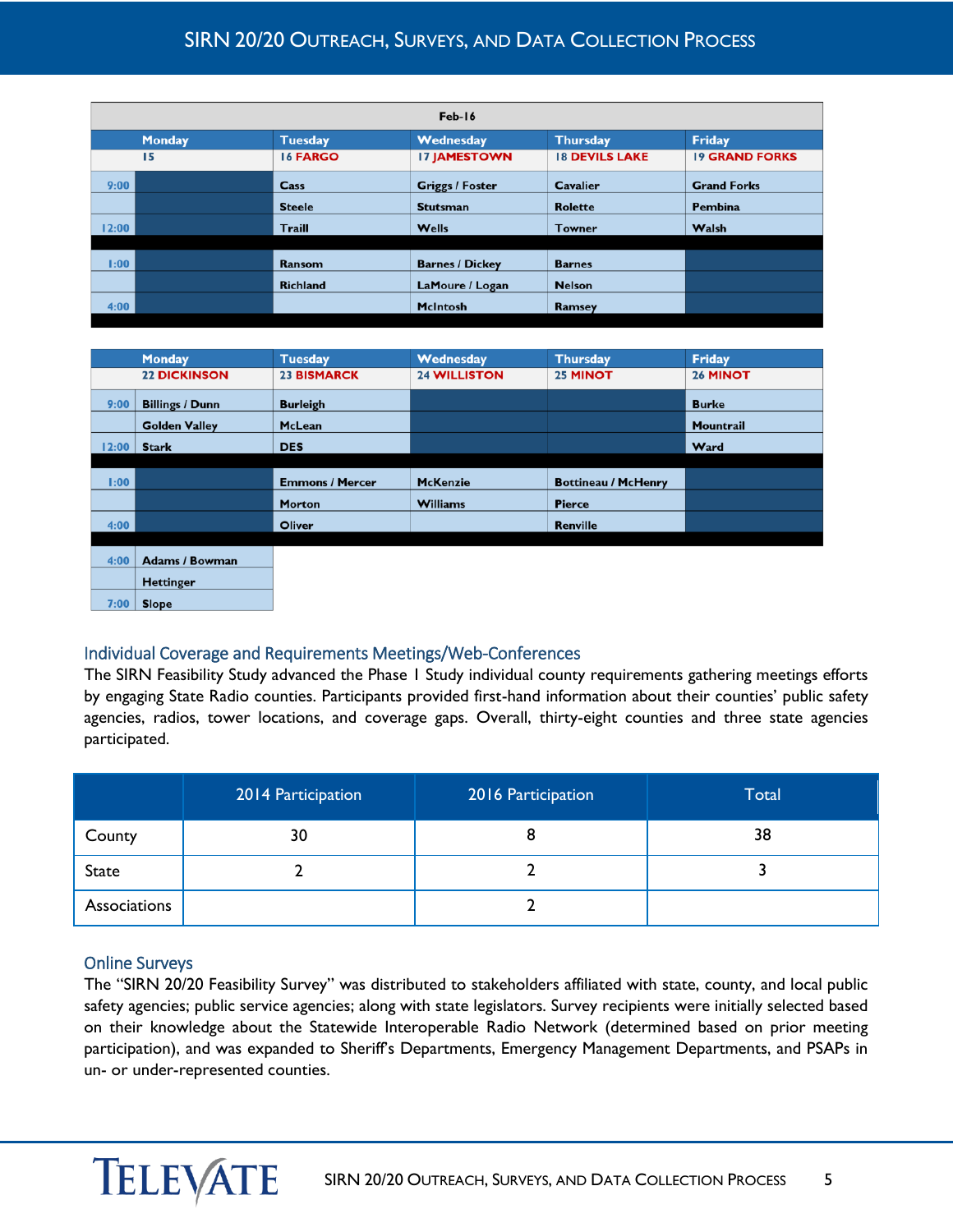| Feb-16 | | | | | |
|---|---|---|---|---|---|
| | Monday | Tuesday | Wednesday | Thursday | Friday |
| | 15 | 16 FARGO | 17 JAMESTOWN | 18 DEVILS LAKE | 19 GRAND FORKS |
| 9:00 | | Cass | Griggs / Foster | Cavalier | Grand Forks |
| | | Steele | Stutsman | Rolette | Pembina |
| 12:00 | | Traill | Wells | Towner | Walsh |
| 1:00 | | Ransom | Barnes / Dickey | Barnes | |
| | | Richland | LaMoure / Logan | Nelson | |
| 4:00 | | | McIntosh | Ramsey | |

| | Monday | Tuesday | Wednesday | Thursday | Friday |
|---|---|---|---|---|---|
| | 22 DICKINSON | 23 BISMARCK | 24 WILLISTON | 25 MINOT | 26 MINOT |
| 9:00 | Billings / Dunn | Burleigh | | | Burke |
| | Golden Valley | McLean | | | Mountrail |
| 12:00 | Stark | DES | | | Ward |
| 1:00 | | Emmons / Mercer | McKenzie | Bottineau / McHenry | |
| | | Morton | Williams | Pierce | |
| 4:00 | | Oliver | | Renville | |
| 4:00 | Adams / Bowman | | | | |
| | Hettinger | | | | |
| 7:00 | Slope | | | | |

## Individual Coverage and Requirements Meetings/Web-Conferences

The SIRN Feasibility Study advanced the Phase I Study individual county requirements gathering meetings efforts by engaging State Radio counties. Participants provided first-hand information about their counties' public safety agencies, radios, tower locations, and coverage gaps. Overall, thirty-eight counties and three state agencies participated.

| | 2014 Participation | 2016 Participation | Total |
|---|---|---|---|
| County | 30 | 8 | 38 |
| State | 2 | 2 | 3 |
| Associations | | 2 | |

## Online Surveys

The "SIRN 20/20 Feasibility Survey" was distributed to stakeholders affiliated with state, county, and local public safety agencies; public service agencies; along with state legislators. Survey recipients were initially selected based on their knowledge about the Statewide Interoperable Radio Network (determined based on prior meeting participation), and was expanded to Sheriff's Departments, Emergency Management Departments, and PSAPs in un- or under-represented counties.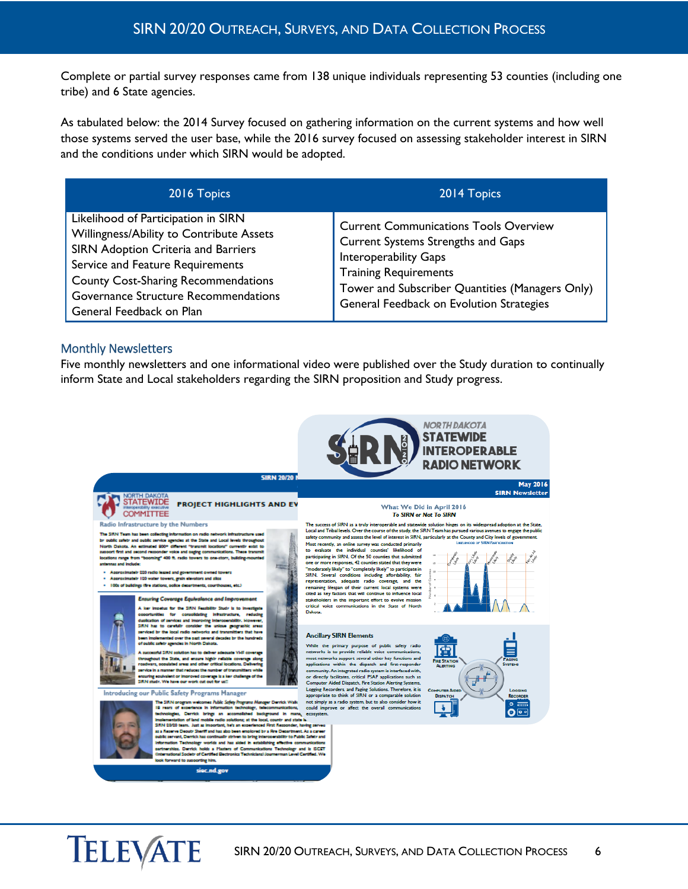Complete or partial survey responses came from 138 unique individuals representing 53 counties (including one tribe) and 6 State agencies.

As tabulated below: the 2014 Survey focused on gathering information on the current systems and how well those systems served the user base, while the 2016 survey focused on assessing stakeholder interest in SIRN and the conditions under which SIRN would be adopted.

| 2016 Topics | 2014 Topics |
| --- | --- |
| Likelihood of Participation in SIRN<br>Willingness/Ability to Contribute Assets<br>SIRN Adoption Criteria and Barriers<br>Service and Feature Requirements<br>County Cost-Sharing Recommendations<br>Governance Structure Recommendations<br>General Feedback on Plan | Current Communications Tools Overview<br>Current Systems Strengths and Gaps<br>Interoperability Gaps<br>Training Requirements<br>Tower and Subscriber Quantities (Managers Only)<br>General Feedback on Evolution Strategies |

### Monthly Newsletters

Five monthly newsletters and one informational video were published over the Study duration to continually inform State and Local stakeholders regarding the SIRN proposition and Study progress.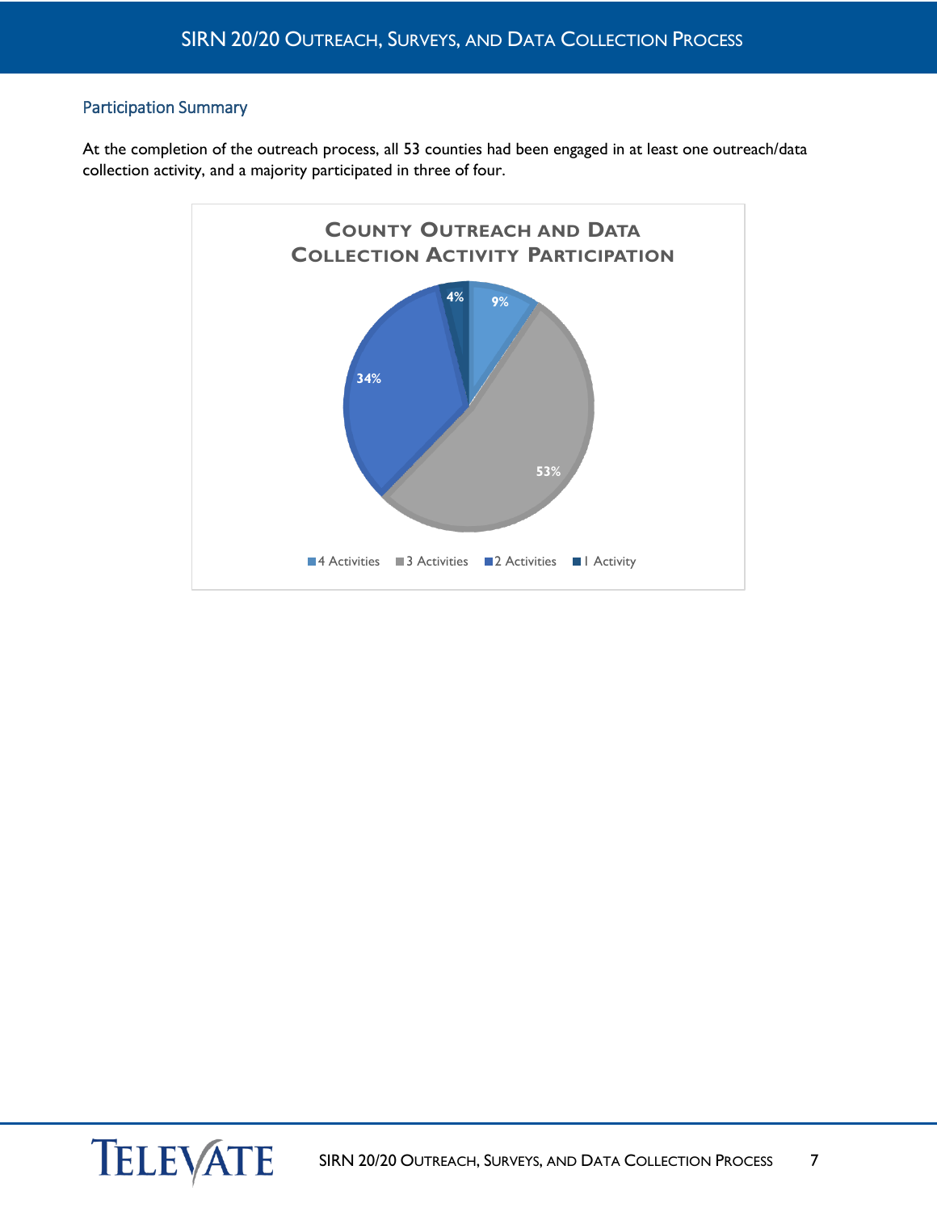## Participation Summary

At the completion of the outreach process, all 53 counties had been engaged in at least one outreach/data collection activity, and a majority participated in three of four.

**County Outreach and Data Collection Activity Participation**

| Participation | Percentage |
| --- | --- |
| 4 Activities | 9% |
| 3 Activities | 53% |
| 2 Activities | 34% |
| 1 Activity | 4% |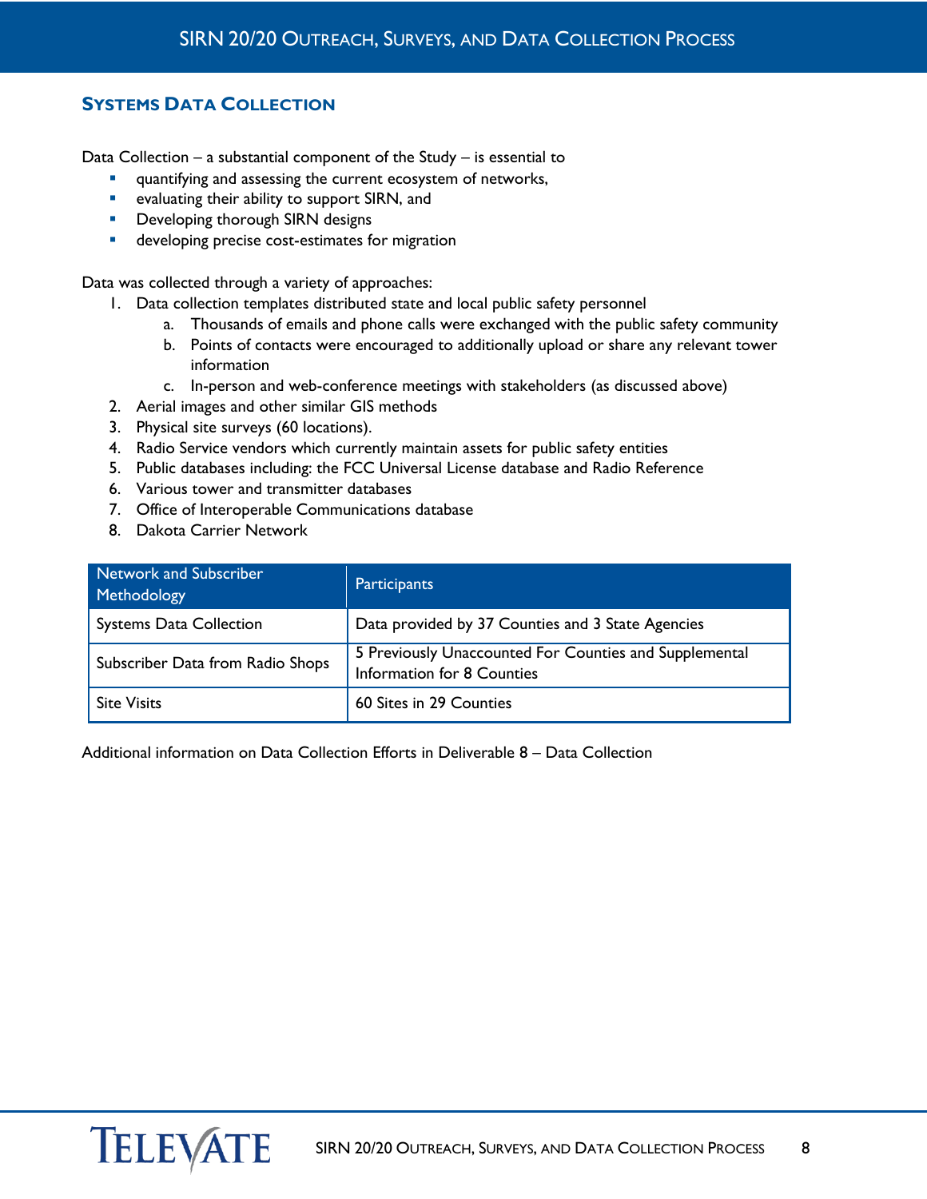## Systems Data Collection

Data Collection – a substantial component of the Study – is essential to

- quantifying and assessing the current ecosystem of networks,
- evaluating their ability to support SIRN, and
- Developing thorough SIRN designs
- developing precise cost-estimates for migration

Data was collected through a variety of approaches:

1. Data collection templates distributed state and local public safety personnel
   a. Thousands of emails and phone calls were exchanged with the public safety community
   b. Points of contacts were encouraged to additionally upload or share any relevant tower information
   c. In-person and web-conference meetings with stakeholders (as discussed above)
2. Aerial images and other similar GIS methods
3. Physical site surveys (60 locations).
4. Radio Service vendors which currently maintain assets for public safety entities
5. Public databases including: the FCC Universal License database and Radio Reference
6. Various tower and transmitter databases
7. Office of Interoperable Communications database
8. Dakota Carrier Network

| Network and Subscriber Methodology | Participants |
|---|---|
| Systems Data Collection | Data provided by 37 Counties and 3 State Agencies |
| Subscriber Data from Radio Shops | 5 Previously Unaccounted For Counties and Supplemental Information for 8 Counties |
| Site Visits | 60 Sites in 29 Counties |

Additional information on Data Collection Efforts in Deliverable 8 – Data Collection